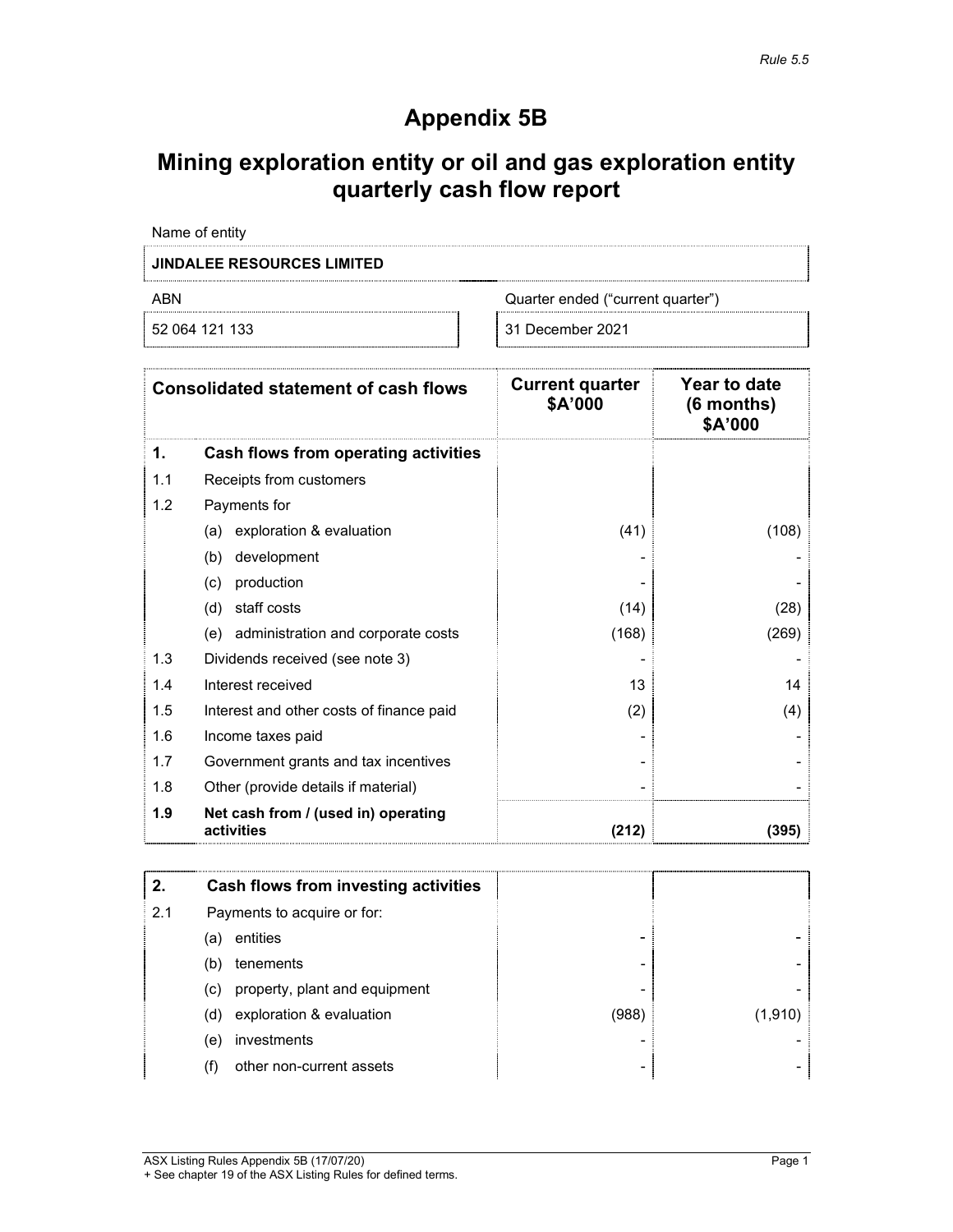*Rule 5.5*

# Appendix 5B

## Mining exploration entity or oil and gas exploration entity quarterly cash flow report

| Name of entity | |
|---|---|
| **JINDALEE RESOURCES LIMITED** | |
| ABN | Quarter ended ("current quarter") |
| 52 064 121 133 | 31 December 2021 |

| | Consolidated statement of cash flows | Current quarter $A'000 | Year to date (6 months) $A'000 |
|---|---|---|---|
| **1.** | **Cash flows from operating activities** | | |
| 1.1 | Receipts from customers | | |
| 1.2 | Payments for | | |
| | (a) exploration & evaluation | (41) | (108) |
| | (b) development | - | - |
| | (c) production | - | - |
| | (d) staff costs | (14) | (28) |
| | (e) administration and corporate costs | (168) | (269) |
| 1.3 | Dividends received (see note 3) | - | - |
| 1.4 | Interest received | 13 | 14 |
| 1.5 | Interest and other costs of finance paid | (2) | (4) |
| 1.6 | Income taxes paid | - | - |
| 1.7 | Government grants and tax incentives | - | - |
| 1.8 | Other (provide details if material) | - | - |
| **1.9** | **Net cash from / (used in) operating activities** | **(212)** | **(395)** |

| | | | |
|---|---|---|---|
| **2.** | **Cash flows from investing activities** | | |
| 2.1 | Payments to acquire or for: | | |
| | (a) entities | - | - |
| | (b) tenements | - | - |
| | (c) property, plant and equipment | - | - |
| | (d) exploration & evaluation | (988) | (1,910) |
| | (e) investments | - | - |
| | (f) other non-current assets | - | - |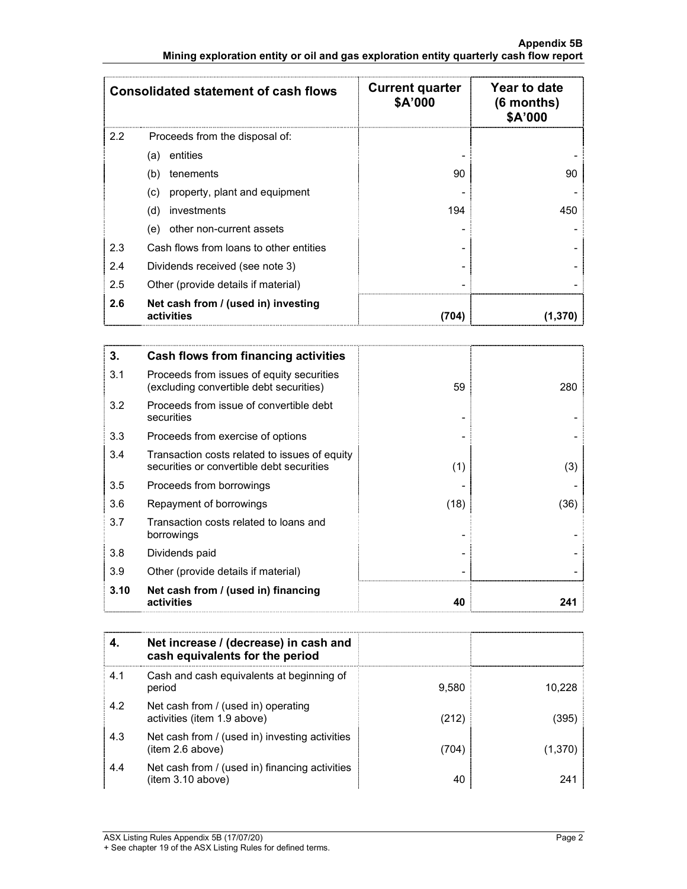| Consolidated statement of cash flows | | Current quarter $A'000 | Year to date (6 months) $A'000 |
|---|---|---|---|
| 2.2 | Proceeds from the disposal of: | | |
| | (a) entities | - | - |
| | (b) tenements | 90 | 90 |
| | (c) property, plant and equipment | - | - |
| | (d) investments | 194 | 450 |
| | (e) other non-current assets | - | - |
| 2.3 | Cash flows from loans to other entities | - | - |
| 2.4 | Dividends received (see note 3) | - | - |
| 2.5 | Other (provide details if material) | - | - |
| **2.6** | **Net cash from / (used in) investing activities** | **(704)** | **(1,370)** |

| **3.** | **Cash flows from financing activities** | | |
|---|---|---|---|
| 3.1 | Proceeds from issues of equity securities (excluding convertible debt securities) | 59 | 280 |
| 3.2 | Proceeds from issue of convertible debt securities | - | - |
| 3.3 | Proceeds from exercise of options | - | - |
| 3.4 | Transaction costs related to issues of equity securities or convertible debt securities | (1) | (3) |
| 3.5 | Proceeds from borrowings | - | - |
| 3.6 | Repayment of borrowings | (18) | (36) |
| 3.7 | Transaction costs related to loans and borrowings | - | - |
| 3.8 | Dividends paid | - | - |
| 3.9 | Other (provide details if material) | - | - |
| **3.10** | **Net cash from / (used in) financing activities** | **40** | **241** |

| **4.** | **Net increase / (decrease) in cash and cash equivalents for the period** | | |
|---|---|---|---|
| 4.1 | Cash and cash equivalents at beginning of period | 9,580 | 10,228 |
| 4.2 | Net cash from / (used in) operating activities (item 1.9 above) | (212) | (395) |
| 4.3 | Net cash from / (used in) investing activities (item 2.6 above) | (704) | (1,370) |
| 4.4 | Net cash from / (used in) financing activities (item 3.10 above) | 40 | 241 |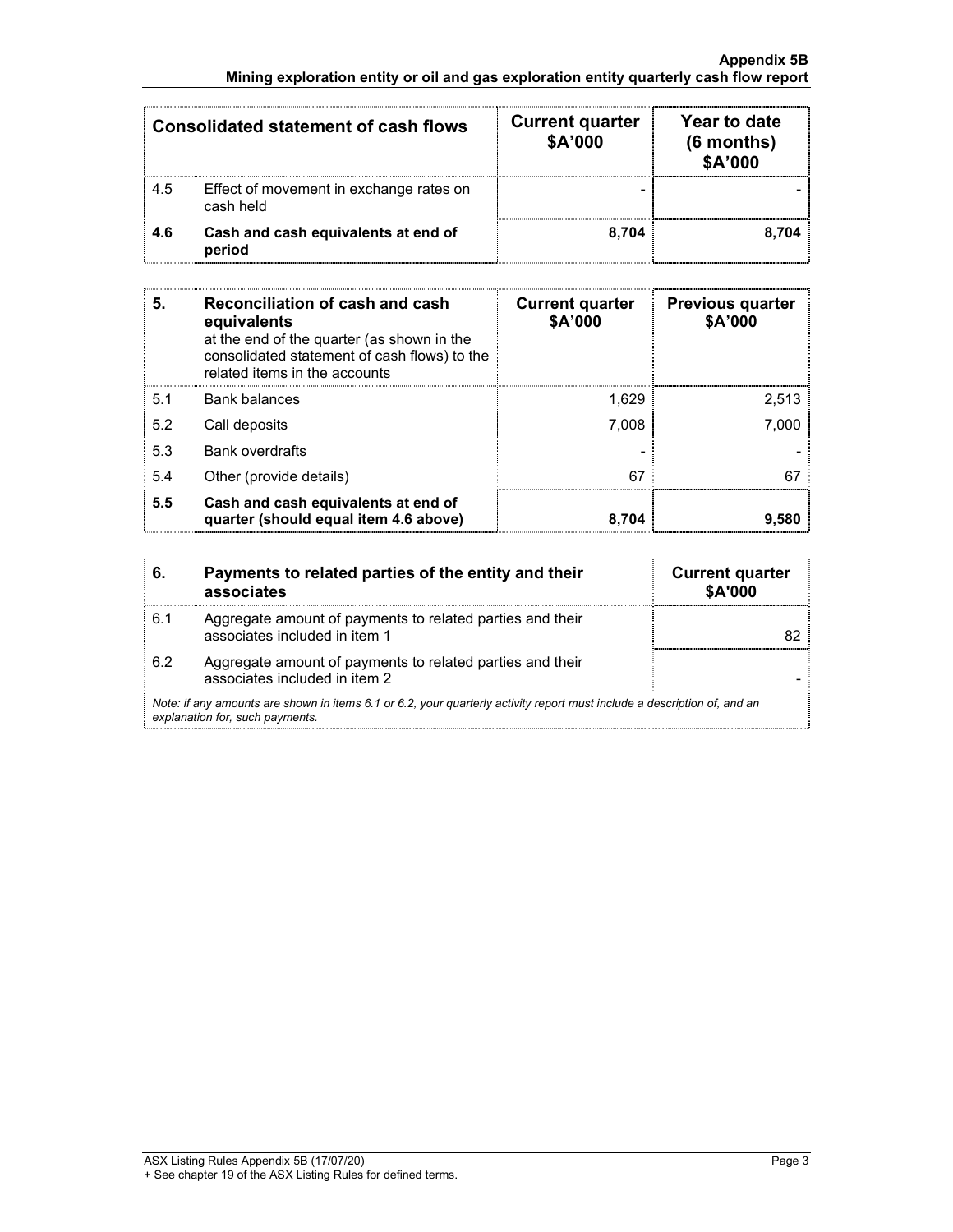| Consolidated statement of cash flows | | Current quarter \$A'000 | Year to date (6 months) \$A'000 |
|---|---|---|---|
| 4.5 | Effect of movement in exchange rates on cash held | - | - |
| **4.6** | **Cash and cash equivalents at end of period** | **8,704** | **8,704** |

| **5.** | **Reconciliation of cash and cash equivalents** at the end of the quarter (as shown in the consolidated statement of cash flows) to the related items in the accounts | **Current quarter \$A'000** | **Previous quarter \$A'000** |
|---|---|---|---|
| 5.1 | Bank balances | 1,629 | 2,513 |
| 5.2 | Call deposits | 7,008 | 7,000 |
| 5.3 | Bank overdrafts | - | - |
| 5.4 | Other (provide details) | 67 | 67 |
| **5.5** | **Cash and cash equivalents at end of quarter (should equal item 4.6 above)** | **8,704** | **9,580** |

| **6.** | **Payments to related parties of the entity and their associates** | **Current quarter \$A'000** |
|---|---|---|
| 6.1 | Aggregate amount of payments to related parties and their associates included in item 1 | 82 |
| 6.2 | Aggregate amount of payments to related parties and their associates included in item 2 | - |

*Note: if any amounts are shown in items 6.1 or 6.2, your quarterly activity report must include a description of, and an explanation for, such payments.*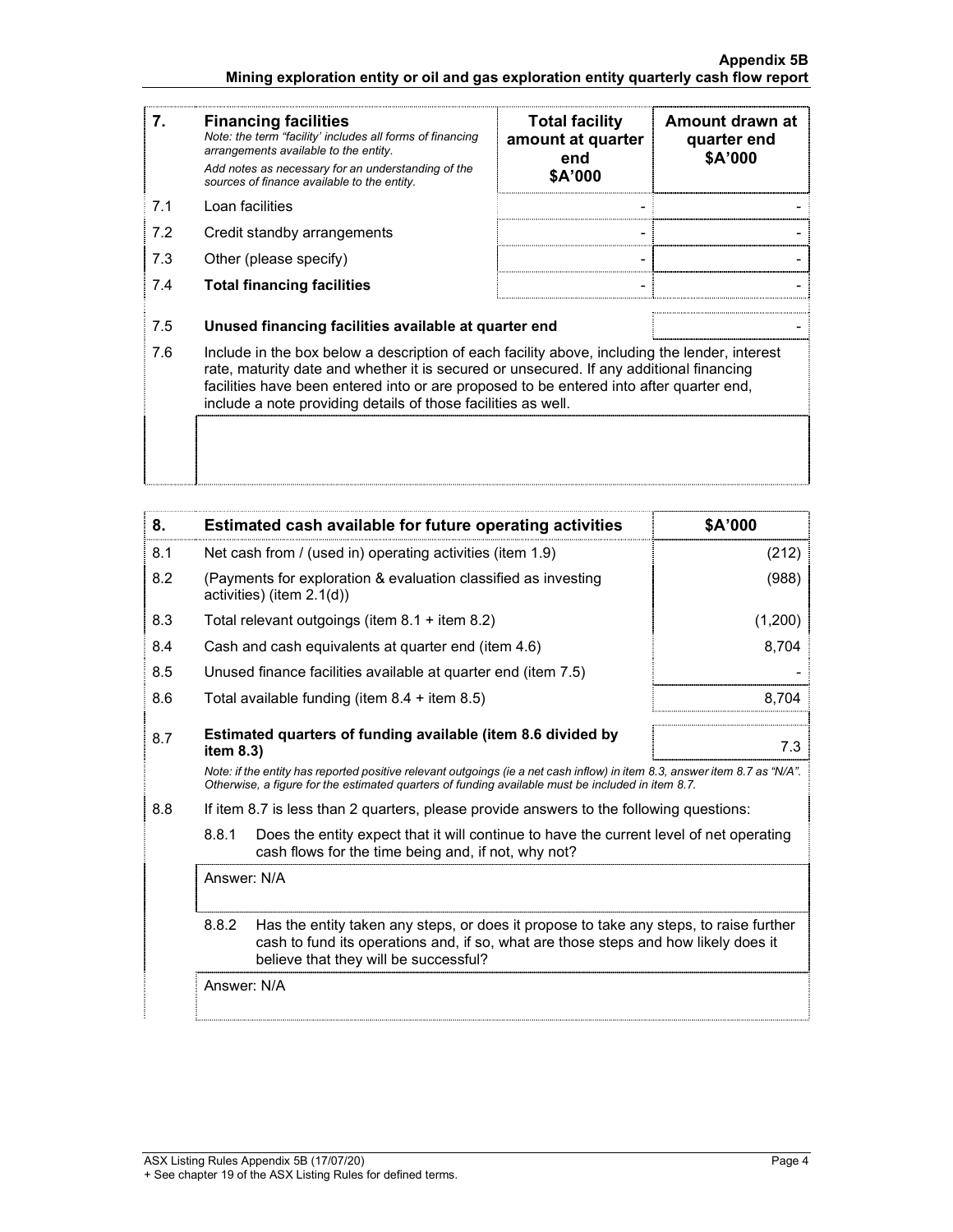| 7. | **Financing facilities**<br>*Note: the term "facility' includes all forms of financing arrangements available to the entity.*<br>*Add notes as necessary for an understanding of the sources of finance available to the entity.* | **Total facility amount at quarter end**<br>**\$A'000** | **Amount drawn at quarter end**<br>**\$A'000** |
|---|---|---|---|
| 7.1 | Loan facilities | - | - |
| 7.2 | Credit standby arrangements | - | - |
| 7.3 | Other (please specify) | - | - |
| 7.4 | **Total financing facilities** | - | - |
| 7.5 | **Unused financing facilities available at quarter end** | | - |
| 7.6 | Include in the box below a description of each facility above, including the lender, interest rate, maturity date and whether it is secured or unsecured. If any additional financing facilities have been entered into or are proposed to be entered into after quarter end, include a note providing details of those facilities as well. | | |

| 8. | **Estimated cash available for future operating activities** | **\$A'000** |
|---|---|---|
| 8.1 | Net cash from / (used in) operating activities (item 1.9) | (212) |
| 8.2 | (Payments for exploration & evaluation classified as investing activities) (item 2.1(d)) | (988) |
| 8.3 | Total relevant outgoings (item 8.1 + item 8.2) | (1,200) |
| 8.4 | Cash and cash equivalents at quarter end (item 4.6) | 8,704 |
| 8.5 | Unused finance facilities available at quarter end (item 7.5) | - |
| 8.6 | Total available funding (item 8.4 + item 8.5) | 8,704 |
| 8.7 | **Estimated quarters of funding available (item 8.6 divided by item 8.3)** | 7.3 |

*Note: if the entity has reported positive relevant outgoings (ie a net cash inflow) in item 8.3, answer item 8.7 as "N/A". Otherwise, a figure for the estimated quarters of funding available must be included in item 8.7.*

8.8 If item 8.7 is less than 2 quarters, please provide answers to the following questions:

8.8.1 Does the entity expect that it will continue to have the current level of net operating cash flows for the time being and, if not, why not?

Answer: N/A

8.8.2 Has the entity taken any steps, or does it propose to take any steps, to raise further cash to fund its operations and, if so, what are those steps and how likely does it believe that they will be successful?

Answer: N/A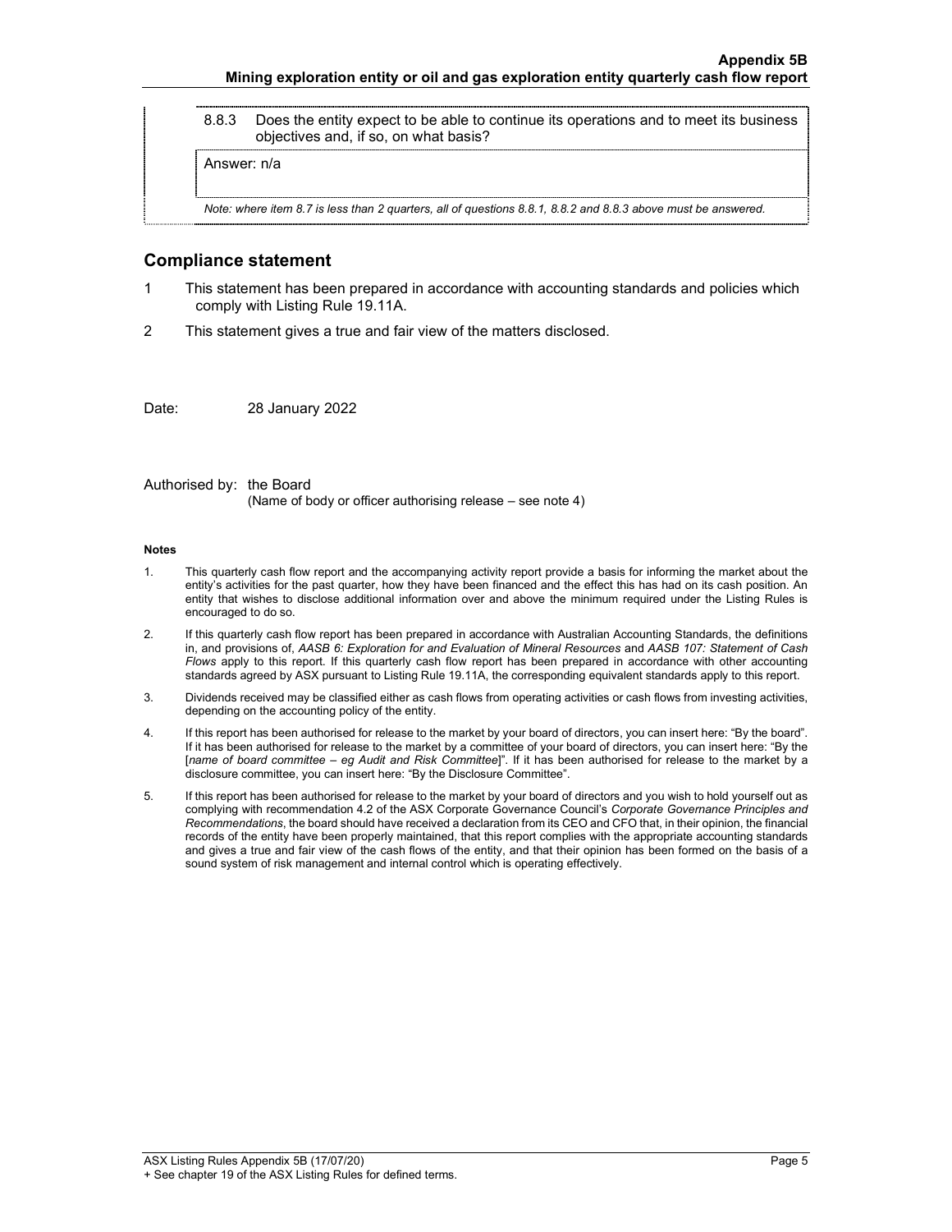| | |
|---|---|
| 8.8.3 | Does the entity expect to be able to continue its operations and to meet its business objectives and, if so, on what basis? |
| Answer: n/a | |
| *Note: where item 8.7 is less than 2 quarters, all of questions 8.8.1, 8.8.2 and 8.8.3 above must be answered.* | |

## Compliance statement

1 This statement has been prepared in accordance with accounting standards and policies which comply with Listing Rule 19.11A.

2 This statement gives a true and fair view of the matters disclosed.

Date: 28 January 2022

Authorised by: the Board
(Name of body or officer authorising release – see note 4)

**Notes**

1. This quarterly cash flow report and the accompanying activity report provide a basis for informing the market about the entity's activities for the past quarter, how they have been financed and the effect this has had on its cash position. An entity that wishes to disclose additional information over and above the minimum required under the Listing Rules is encouraged to do so.
2. If this quarterly cash flow report has been prepared in accordance with Australian Accounting Standards, the definitions in, and provisions of, *AASB 6: Exploration for and Evaluation of Mineral Resources* and *AASB 107: Statement of Cash Flows* apply to this report. If this quarterly cash flow report has been prepared in accordance with other accounting standards agreed by ASX pursuant to Listing Rule 19.11A, the corresponding equivalent standards apply to this report.
3. Dividends received may be classified either as cash flows from operating activities or cash flows from investing activities, depending on the accounting policy of the entity.
4. If this report has been authorised for release to the market by your board of directors, you can insert here: "By the board". If it has been authorised for release to the market by a committee of your board of directors, you can insert here: "By the [*name of board committee – eg Audit and Risk Committee*]". If it has been authorised for release to the market by a disclosure committee, you can insert here: "By the Disclosure Committee".
5. If this report has been authorised for release to the market by your board of directors and you wish to hold yourself out as complying with recommendation 4.2 of the ASX Corporate Governance Council's *Corporate Governance Principles and Recommendations*, the board should have received a declaration from its CEO and CFO that, in their opinion, the financial records of the entity have been properly maintained, that this report complies with the appropriate accounting standards and gives a true and fair view of the cash flows of the entity, and that their opinion has been formed on the basis of a sound system of risk management and internal control which is operating effectively.